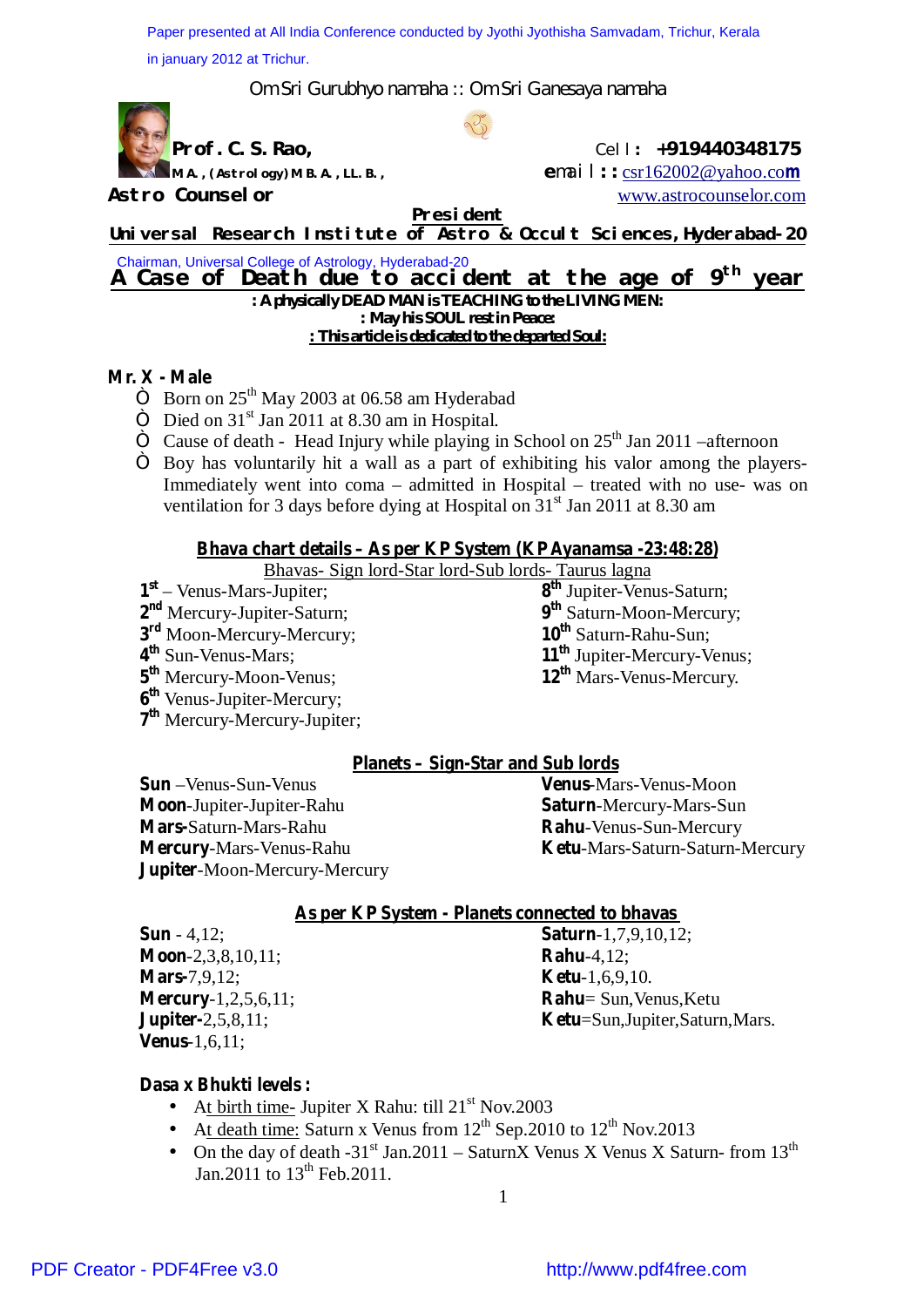Paper presented at All India Conference conducted by Jyothi Jyothisha Samvadam, Trichur, Kerala in january 2012 at Trichur.

Om Sri Gurubhyo namaha :: Om Sri Ganesaya namaha

**Prof. C. S. Rao,**
**MA., (Astrology) MBA., LL.B.,**
**Astro Counselor**

Cell: **+919440348175**
email:: csr162002@yahoo.com
www.astrocounselor.com

**President**
**Universal Research Institute of Astro & Occult Sciences, Hyderabad-20**

Chairman, Universal College of Astrology, Hyderabad-20

# A Case of Death due to accident at the age of 9th year

**: A physically DEAD MAN is TEACHING to the LIVING MEN:**
**: May his SOUL rest in Peace:**
**: This article is dedicated to the departed Soul:**

**Mr. X - Male**

- Born on 25th May 2003 at 06.58 am Hyderabad
- Died on 31st Jan 2011 at 8.30 am in Hospital.
- Cause of death - Head Injury while playing in School on 25th Jan 2011 –afternoon
- Boy has voluntarily hit a wall as a part of exhibiting his valor among the players- Immediately went into coma – admitted in Hospital – treated with no use- was on ventilation for 3 days before dying at Hospital on 31st Jan 2011 at 8.30 am

## Bhava chart details – As per KP System (KP Ayanamsa -23:48:28)

Bhavas- Sign lord-Star lord-Sub lords- Taurus lagna

**1st** – Venus-Mars-Jupiter;
**2nd** Mercury-Jupiter-Saturn;
**3rd** Moon-Mercury-Mercury;
**4th** Sun-Venus-Mars;
**5th** Mercury-Moon-Venus;
**6th** Venus-Jupiter-Mercury;
**7th** Mercury-Mercury-Jupiter;
**8th** Jupiter-Venus-Saturn;
**9th** Saturn-Moon-Mercury;
**10th** Saturn-Rahu-Sun;
**11th** Jupiter-Mercury-Venus;
**12th** Mars-Venus-Mercury.

## Planets – Sign-Star and Sub lords

**Sun** –Venus-Sun-Venus
**Moon**-Jupiter-Jupiter-Rahu
**Mars**-Saturn-Mars-Rahu
**Mercury**-Mars-Venus-Rahu
**Jupiter**-Moon-Mercury-Mercury
**Venus**-Mars-Venus-Moon
**Saturn**-Mercury-Mars-Sun
**Rahu**-Venus-Sun-Mercury
**Ketu**-Mars-Saturn-Saturn-Mercury

## As per KP System - Planets connected to bhavas

**Sun** - 4,12;
**Moon**-2,3,8,10,11;
**Mars**-7,9,12;
**Mercury**-1,2,5,6,11;
**Jupiter**-2,5,8,11;
**Venus**-1,6,11;
**Saturn**-1,7,9,10,12;
**Rahu**-4,12;
**Ketu**-1,6,9,10.
**Rahu**= Sun,Venus,Ketu
**Ketu**=Sun,Jupiter,Saturn,Mars.

**Dasa x Bhukti levels:**

- At birth time- Jupiter X Rahu: till 21st Nov.2003
- At death time: Saturn x Venus from 12th Sep.2010 to 12th Nov.2013
- On the day of death -31st Jan.2011 – SaturnX Venus X Venus X Saturn- from 13th Jan.2011 to 13th Feb.2011.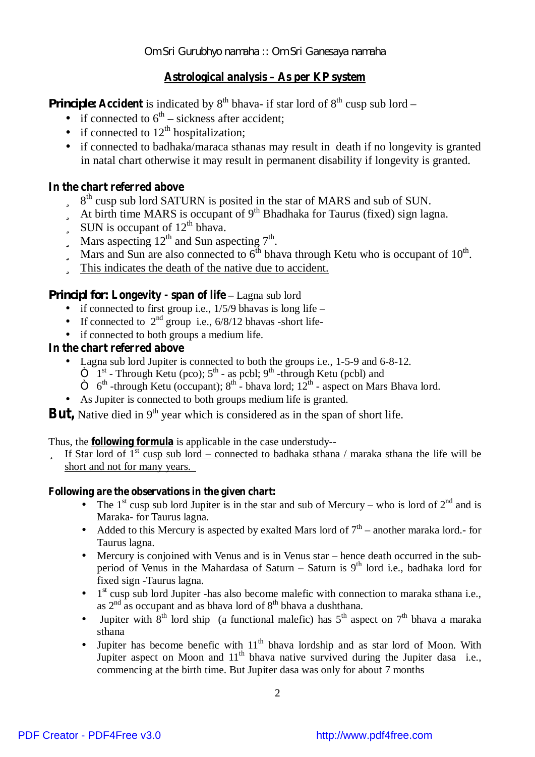Om Sri Gurubhyo namaha :: Om Sri Ganesaya namaha

## Astrological analysis – As per KP system

**Principle: Accident** is indicated by 8th bhava- if star lord of 8th cusp sub lord –

- if connected to 6th – sickness after accident;
- if connected to 12th hospitalization;
- if connected to badhaka/maraca sthanas may result in death if no longevity is granted in natal chart otherwise it may result in permanent disability if longevity is granted.

**In the chart referred above**

- 8th cusp sub lord SATURN is posited in the star of MARS and sub of SUN.
- At birth time MARS is occupant of 9th Bhadhaka for Taurus (fixed) sign lagna.
- SUN is occupant of 12th bhava.
- Mars aspecting 12th and Sun aspecting 7th.
- Mars and Sun are also connected to 6th bhava through Ketu who is occupant of 10th.
- This indicates the death of the native due to accident.

**Principl for: Longevity - span of life** – Lagna sub lord

- if connected to first group i.e., 1/5/9 bhavas is long life –
- If connected to 2nd group i.e., 6/8/12 bhavas -short life-
- if connected to both groups a medium life.

**In the chart referred above**

- Lagna sub lord Jupiter is connected to both the groups i.e., 1-5-9 and 6-8-12.
  - 1st - Through Ketu (pco); 5th - as pcbl; 9th -through Ketu (pcbl) and
  - 6th -through Ketu (occupant); 8th - bhava lord; 12th - aspect on Mars Bhava lord.
- As Jupiter is connected to both groups medium life is granted.

**But,** Native died in 9th year which is considered as in the span of short life.

Thus, the **following formula** is applicable in the case understudy--

- If Star lord of 1st cusp sub lord – connected to badhaka sthana / maraka sthana the life will be short and not for many years.

**Following are the observations in the given chart:**

- The 1st cusp sub lord Jupiter is in the star and sub of Mercury – who is lord of 2nd and is Maraka- for Taurus lagna.
- Added to this Mercury is aspected by exalted Mars lord of 7th – another maraka lord.- for Taurus lagna.
- Mercury is conjoined with Venus and is in Venus star – hence death occurred in the sub-period of Venus in the Mahardasa of Saturn – Saturn is 9th lord i.e., badhaka lord for fixed sign -Taurus lagna.
- 1st cusp sub lord Jupiter -has also become malefic with connection to maraka sthana i.e., as 2nd as occupant and as bhava lord of 8th bhava a dushthana.
- Jupiter with 8th lord ship (a functional malefic) has 5th aspect on 7th bhava a maraka sthana
- Jupiter has become benefic with 11th bhava lordship and as star lord of Moon. With Jupiter aspect on Moon and 11th bhava native survived during the Jupiter dasa i.e., commencing at the birth time. But Jupiter dasa was only for about 7 months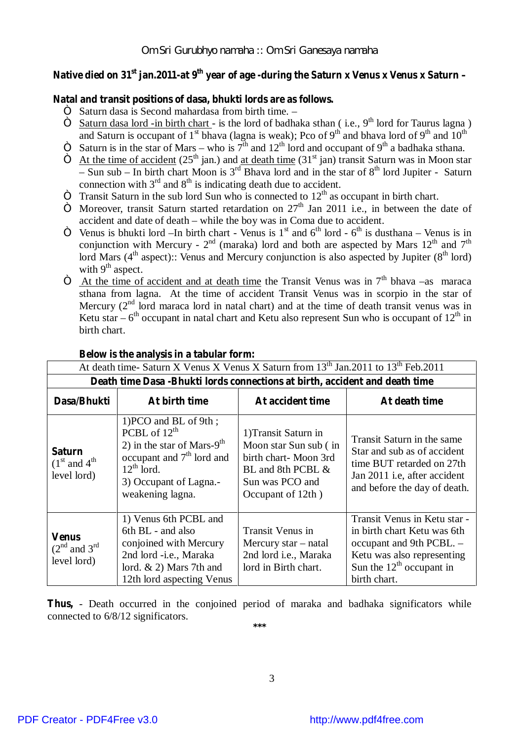Om Sri Gurubhyo namaha :: Om Sri Ganesaya namaha

**Native died on 31st jan.2011-at 9th year of age -during the Saturn x Venus x Venus x Saturn –**

**Natal and transit positions of dasa, bhukti lords are as follows.**

- Saturn dasa is Second mahardasa from birth time. –
- Saturn dasa lord -in birth chart - is the lord of badhaka sthan ( i.e., 9th lord for Taurus lagna ) and Saturn is occupant of 1st bhava (lagna is weak); Pco of 9th and bhava lord of 9th and 10th
- Saturn is in the star of Mars – who is 7th and 12th lord and occupant of 9th a badhaka sthana.
- At the time of accident (25th jan.) and at death time (31st jan) transit Saturn was in Moon star – Sun sub – In birth chart Moon is 3rd Bhava lord and in the star of 8th lord Jupiter - Saturn connection with 3rd and 8th is indicating death due to accident.
- Transit Saturn in the sub lord Sun who is connected to 12th as occupant in birth chart.
- Moreover, transit Saturn started retardation on 27th Jan 2011 i.e., in between the date of accident and date of death – while the boy was in Coma due to accident.
- Venus is bhukti lord –In birth chart - Venus is 1st and 6th lord - 6th is dusthana – Venus is in conjunction with Mercury - 2nd (maraka) lord and both are aspected by Mars 12th and 7th lord Mars (4th aspect):: Venus and Mercury conjunction is also aspected by Jupiter (8th lord) with 9th aspect.
- At the time of accident and at death time the Transit Venus was in 7th bhava –as maraca sthana from lagna. At the time of accident Transit Venus was in scorpio in the star of Mercury (2nd lord maraca lord in natal chart) and at the time of death transit venus was in Ketu star – 6th occupant in natal chart and Ketu also represent Sun who is occupant of 12th in birth chart.

**Below is the analysis in a tabular form:**

| At death time- Saturn X Venus X Venus X Saturn from 13th Jan.2011 to 13th Feb.2011 | | | |
|---|---|---|---|
| **Death time Dasa -Bhukti lords connections at birth, accident and death time** | | | |
| **Dasa/Bhukti** | **At birth time** | **At accident time** | **At death time** |
| **Saturn** (1st and 4th level lord) | 1)PCO and BL of 9th ; PCBL of 12th 2) in the star of Mars-9th occupant and 7th lord and 12th lord. 3) Occupant of Lagna.-weakening lagna. | 1)Transit Saturn in Moon star Sun sub ( in birth chart- Moon 3rd BL and 8th PCBL & Sun was PCO and Occupant of 12th ) | Transit Saturn in the same Star and sub as of accident time BUT retarded on 27th Jan 2011 i.e, after accident and before the day of death. |
| **Venus** (2nd and 3rd level lord) | 1) Venus 6th PCBL and 6th BL - and also conjoined with Mercury 2nd lord -i.e., Maraka lord. & 2) Mars 7th and 12th lord aspecting Venus | Transit Venus in Mercury star – natal 2nd lord i.e., Maraka lord in Birth chart. | Transit Venus in Ketu star - in birth chart Ketu was 6th occupant and 9th PCBL. – Ketu was also representing Sun the 12th occupant in birth chart. |

**Thus,** - Death occurred in the conjoined period of maraka and badhaka significators while connected to 6/8/12 significators.

\*\*\*